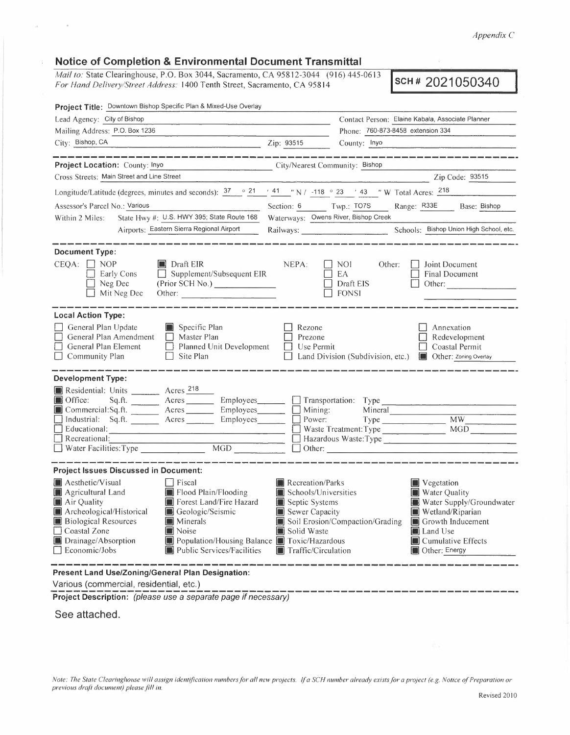*Appendix C*

## Notice of Completion & Environmental Document Transmittal

*Mail to:* State Clearinghouse, P.O. Box 3044, Sacramento, CA 95812-3044 (916) 445-0613
*For Hand Delivery/Street Address:* 1400 Tenth Street, Sacramento, CA 95814

**SCH # 2021050340**

**Project Title:** Downtown Bishop Specific Plan & Mixed-Use Overlay

Lead Agency: City of Bishop
Contact Person: Elaine Kabala, Associate Planner
Mailing Address: P.O. Box 1236
Phone: 760-873-8458 extension 334
City: Bishop, CA
Zip: 93515
County: Inyo

**Project Location:** County: Inyo
City/Nearest Community: Bishop
Cross Streets: Main Street and Line Street
Zip Code: 93515

Longitude/Latitude (degrees, minutes and seconds): 37 ° 21 ′ 41 ″ N / -118 ° 23 ′ 43 ″ W Total Acres: 218

Assessor's Parcel No.: Various
Section: 6 Twp.: T07S Range: R33E Base: Bishop

Within 2 Miles: State Hwy #: U.S. HWY 395; State Route 168
Waterways: Owens River, Bishop Creek
Airports: Eastern Sierra Regional Airport
Railways: 
Schools: Bishop Union High School, etc.

**Document Type:**

CEQA:
- ☐ NOP
- ☐ Early Cons
- ☐ Neg Dec
- ☐ Mit Neg Dec
- ☒ Draft EIR
- ☐ Supplement/Subsequent EIR (Prior SCH No.) 
- Other: 

NEPA:
- ☐ NOI
- ☐ EA
- ☐ Draft EIS
- ☐ FONSI

Other:
- ☐ Joint Document
- ☐ Final Document
- ☐ Other: 

**Local Action Type:**

- ☐ General Plan Update
- ☐ General Plan Amendment
- ☐ General Plan Element
- ☐ Community Plan
- ☒ Specific Plan
- ☐ Master Plan
- ☐ Planned Unit Development
- ☐ Site Plan
- ☐ Rezone
- ☐ Prezone
- ☐ Use Permit
- ☐ Land Division (Subdivision, etc.)
- ☐ Annexation
- ☐ Redevelopment
- ☐ Coastal Permit
- ☒ Other: Zoning Overlay

**Development Type:**

- ☒ Residential: Units ___ Acres 218
- ☒ Office: Sq.ft. ___ Acres ___ Employees ___
- ☒ Commercial: Sq.ft. ___ Acres ___ Employees ___
- ☐ Industrial: Sq.ft. ___ Acres ___ Employees ___
- ☐ Educational: 
- ☐ Recreational: 
- ☐ Water Facilities: Type ___ MGD ___
- ☐ Transportation: Type 
- ☐ Mining: Mineral 
- ☐ Power: Type ___ MW ___
- ☐ Waste Treatment: Type ___ MGD ___
- ☐ Hazardous Waste: Type 
- ☐ Other: 

**Project Issues Discussed in Document:**

- ☒ Aesthetic/Visual
- ☒ Agricultural Land
- ☒ Air Quality
- ☒ Archeological/Historical
- ☒ Biological Resources
- ☐ Coastal Zone
- ☒ Drainage/Absorption
- ☐ Economic/Jobs
- ☐ Fiscal
- ☒ Flood Plain/Flooding
- ☒ Forest Land/Fire Hazard
- ☒ Geologic/Seismic
- ☒ Minerals
- ☒ Noise
- ☒ Population/Housing Balance
- ☒ Public Services/Facilities
- ☒ Recreation/Parks
- ☒ Schools/Universities
- ☒ Septic Systems
- ☒ Sewer Capacity
- ☒ Soil Erosion/Compaction/Grading
- ☒ Solid Waste
- ☒ Toxic/Hazardous
- ☒ Traffic/Circulation
- ☒ Vegetation
- ☒ Water Quality
- ☒ Water Supply/Groundwater
- ☒ Wetland/Riparian
- ☒ Growth Inducement
- ☒ Land Use
- ☒ Cumulative Effects
- ☒ Other: Energy

**Present Land Use/Zoning/General Plan Designation:**

Various (commercial, residential, etc.)

**Project Description:** *(please use a separate page if necessary)*

See attached.

*Note: The State Clearinghouse will assign identification numbers for all new projects. If a SCH number already exists for a project (e.g. Notice of Preparation or previous draft document) please fill in.*

Revised 2010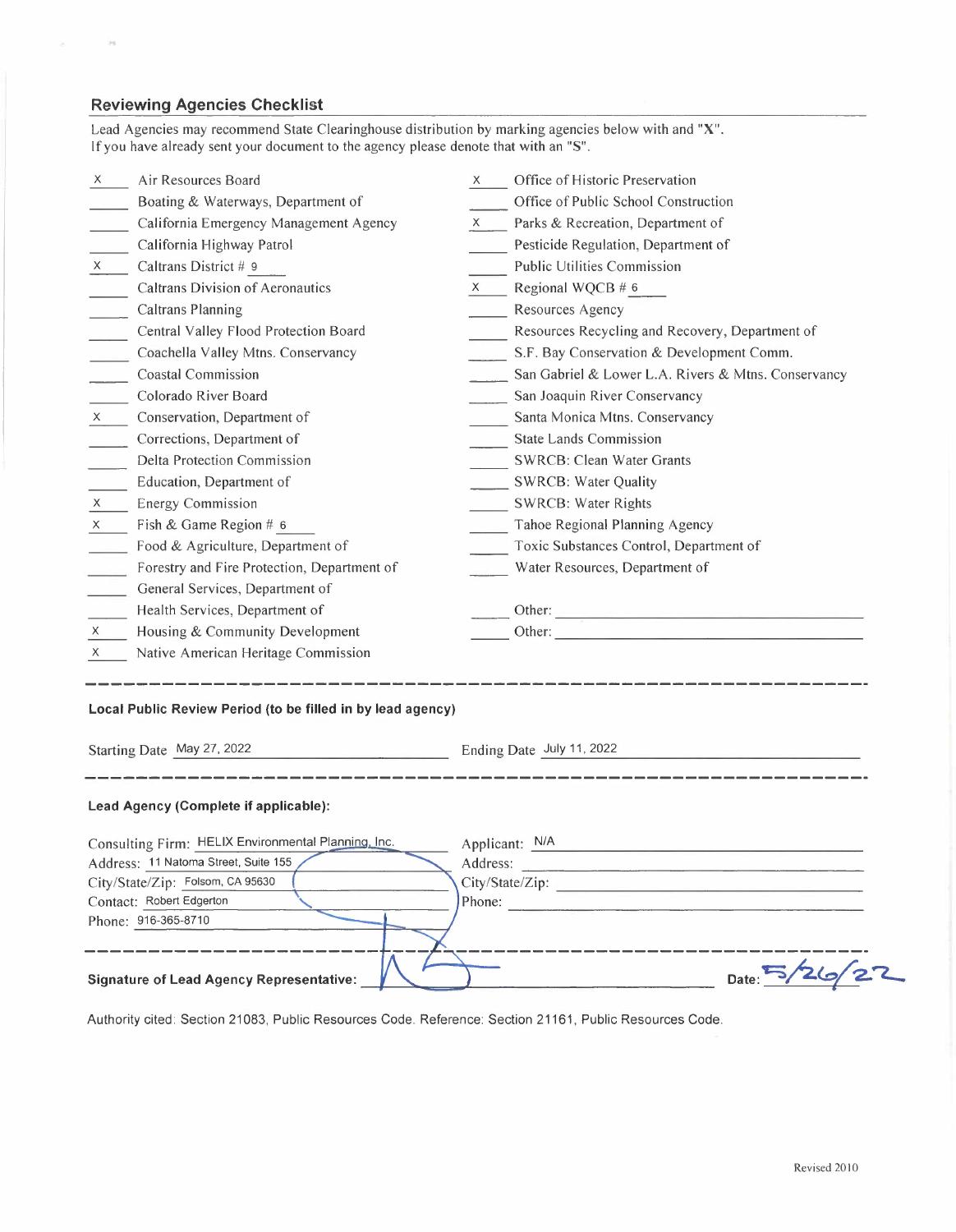## Reviewing Agencies Checklist

Lead Agencies may recommend State Clearinghouse distribution by marking agencies below with and "X".
If you have already sent your document to the agency please denote that with an "S".

- X Air Resources Board
- \_\_\_ Boating & Waterways, Department of
- \_\_\_ California Emergency Management Agency
- \_\_\_ California Highway Patrol
- X Caltrans District # 9
- \_\_\_ Caltrans Division of Aeronautics
- \_\_\_ Caltrans Planning
- \_\_\_ Central Valley Flood Protection Board
- \_\_\_ Coachella Valley Mtns. Conservancy
- \_\_\_ Coastal Commission
- \_\_\_ Colorado River Board
- X Conservation, Department of
- \_\_\_ Corrections, Department of
- \_\_\_ Delta Protection Commission
- \_\_\_ Education, Department of
- X Energy Commission
- X Fish & Game Region # 6
- \_\_\_ Food & Agriculture, Department of
- \_\_\_ Forestry and Fire Protection, Department of
- \_\_\_ General Services, Department of
- \_\_\_ Health Services, Department of
- X Housing & Community Development
- X Native American Heritage Commission
- X Office of Historic Preservation
- \_\_\_ Office of Public School Construction
- X Parks & Recreation, Department of
- \_\_\_ Pesticide Regulation, Department of
- \_\_\_ Public Utilities Commission
- X Regional WQCB # 6
- \_\_\_ Resources Agency
- \_\_\_ Resources Recycling and Recovery, Department of
- \_\_\_ S.F. Bay Conservation & Development Comm.
- \_\_\_ San Gabriel & Lower L.A. Rivers & Mtns. Conservancy
- \_\_\_ San Joaquin River Conservancy
- \_\_\_ Santa Monica Mtns. Conservancy
- \_\_\_ State Lands Commission
- \_\_\_ SWRCB: Clean Water Grants
- \_\_\_ SWRCB: Water Quality
- \_\_\_ SWRCB: Water Rights
- \_\_\_ Tahoe Regional Planning Agency
- \_\_\_ Toxic Substances Control, Department of
- \_\_\_ Water Resources, Department of
- \_\_\_ Other: \_\_\_
- \_\_\_ Other: \_\_\_

---

**Local Public Review Period (to be filled in by lead agency)**

Starting Date May 27, 2022

Ending Date July 11, 2022

---

**Lead Agency (Complete if applicable):**

Consulting Firm: HELIX Environmental Planning, Inc.
Address: 11 Natoma Street, Suite 155
City/State/Zip: Folsom, CA 95630
Contact: Robert Edgerton
Phone: 916-365-8710

Applicant: N/A
Address:
City/State/Zip:
Phone:

---

**Signature of Lead Agency Representative:** \_\_\_\_\_\_\_\_ **Date:** 5/26/22

Authority cited: Section 21083, Public Resources Code. Reference: Section 21161, Public Resources Code.

Revised 2010